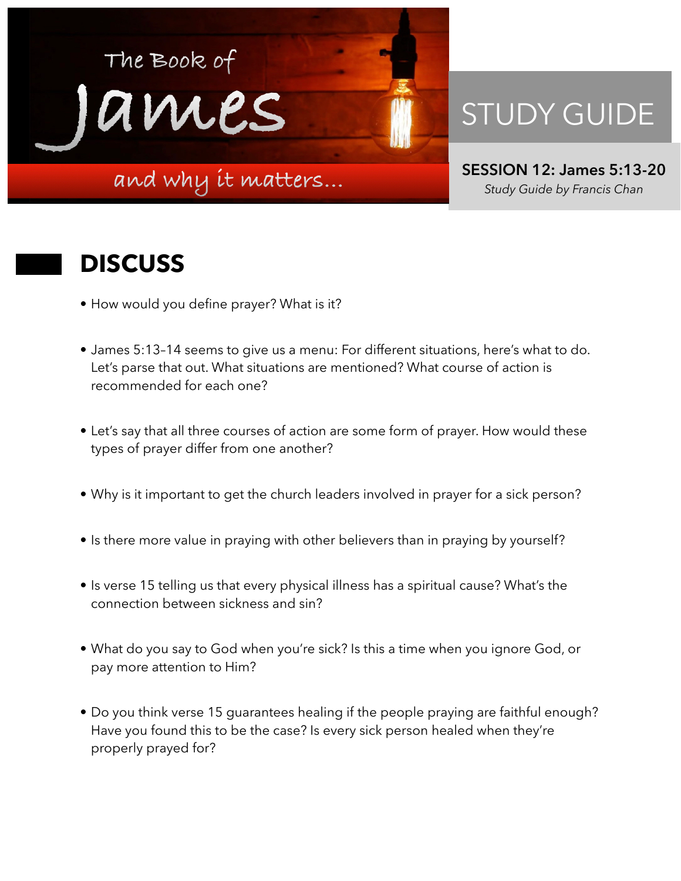# The Book of James

and why it matters...

## STUDY GUIDE

**SESSION 12: James 5:13-20**

*Study Guide by Francis Chan*

## DISCUSS

- How would you define prayer? What is it?
- James 5:13–14 seems to give us a menu: For different situations, here's what to do. Let's parse that out. What situations are mentioned? What course of action is recommended for each one?
- Let's say that all three courses of action are some form of prayer. How would these types of prayer differ from one another?
- Why is it important to get the church leaders involved in prayer for a sick person?
- Is there more value in praying with other believers than in praying by yourself?
- Is verse 15 telling us that every physical illness has a spiritual cause? What's the connection between sickness and sin?
- What do you say to God when you're sick? Is this a time when you ignore God, or pay more attention to Him?
- Do you think verse 15 guarantees healing if the people praying are faithful enough? Have you found this to be the case? Is every sick person healed when they're properly prayed for?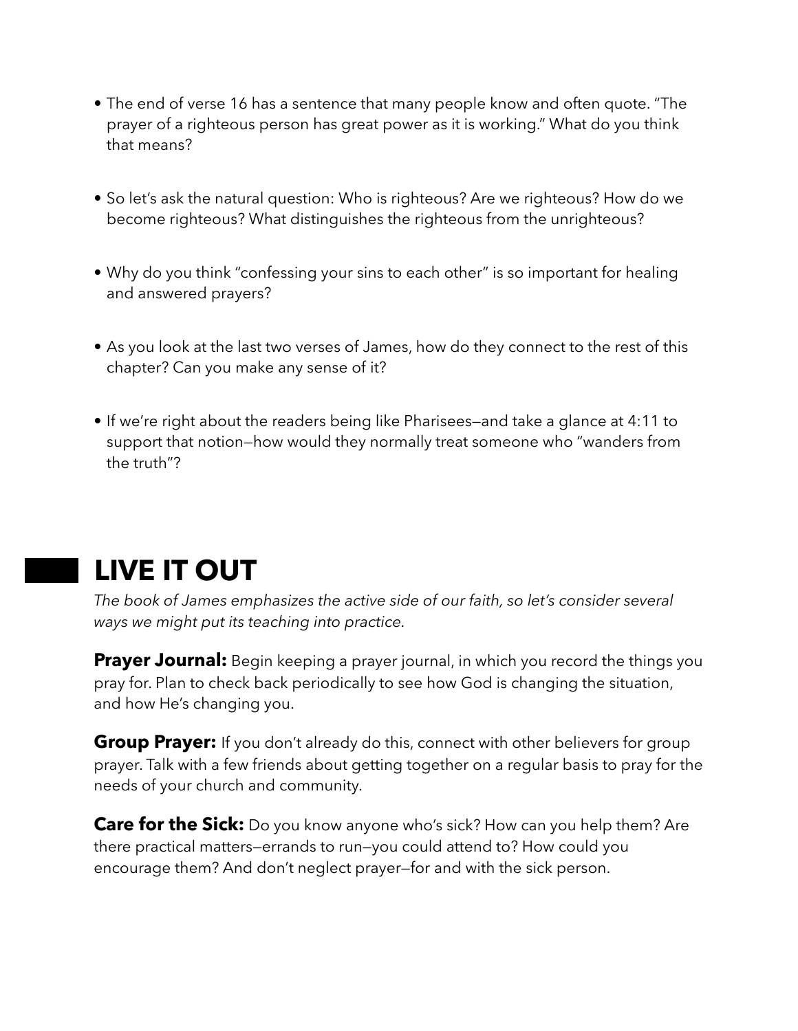- The end of verse 16 has a sentence that many people know and often quote. "The prayer of a righteous person has great power as it is working." What do you think that means?

- So let's ask the natural question: Who is righteous? Are we righteous? How do we become righteous? What distinguishes the righteous from the unrighteous?

- Why do you think "confessing your sins to each other" is so important for healing and answered prayers?

- As you look at the last two verses of James, how do they connect to the rest of this chapter? Can you make any sense of it?

- If we're right about the readers being like Pharisees—and take a glance at 4:11 to support that notion—how would they normally treat someone who "wanders from the truth"?

## LIVE IT OUT

*The book of James emphasizes the active side of our faith, so let's consider several ways we might put its teaching into practice.*

**Prayer Journal:** Begin keeping a prayer journal, in which you record the things you pray for. Plan to check back periodically to see how God is changing the situation, and how He's changing you.

**Group Prayer:** If you don't already do this, connect with other believers for group prayer. Talk with a few friends about getting together on a regular basis to pray for the needs of your church and community.

**Care for the Sick:** Do you know anyone who's sick? How can you help them? Are there practical matters—errands to run—you could attend to? How could you encourage them? And don't neglect prayer—for and with the sick person.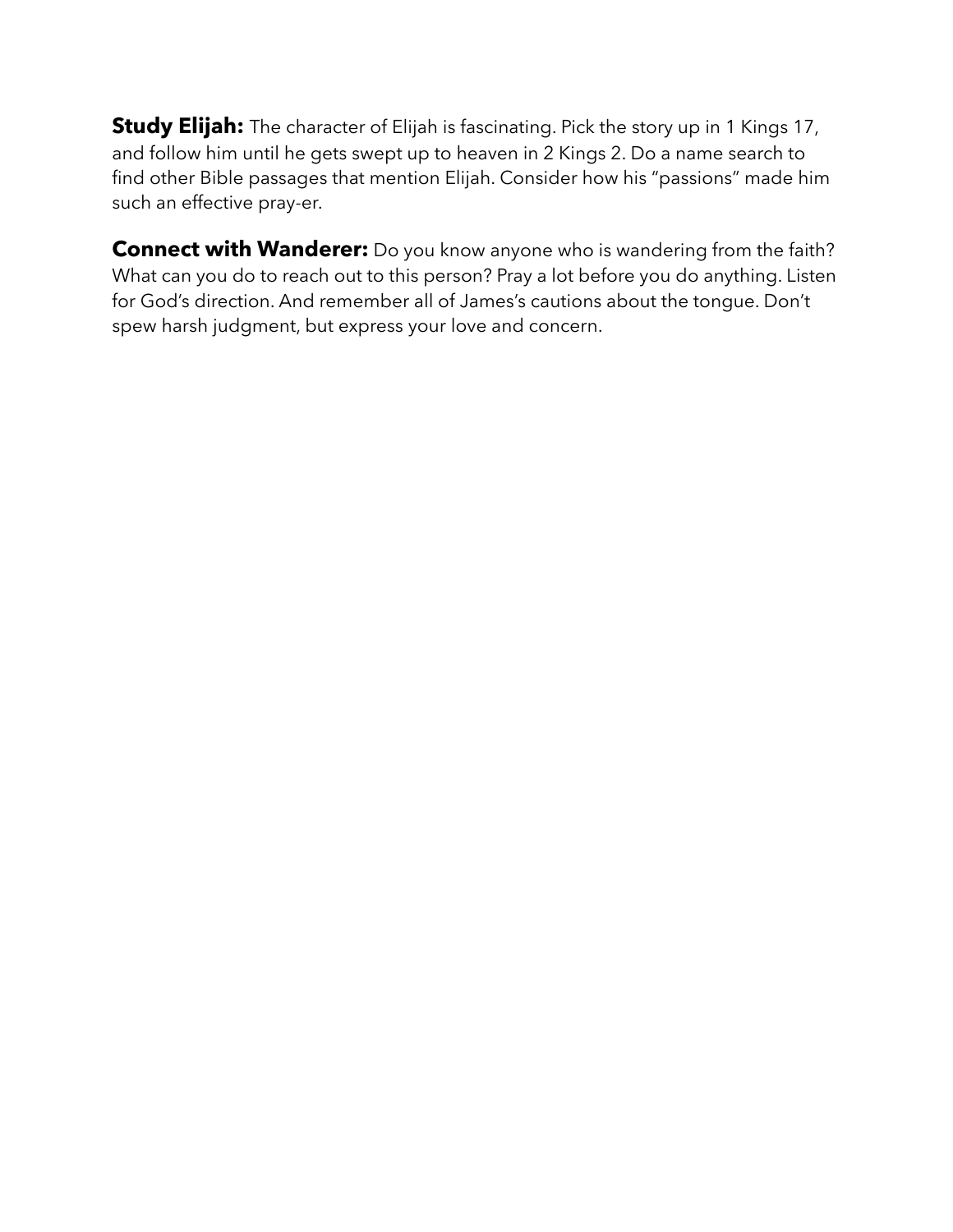**Study Elijah:** The character of Elijah is fascinating. Pick the story up in 1 Kings 17, and follow him until he gets swept up to heaven in 2 Kings 2. Do a name search to find other Bible passages that mention Elijah. Consider how his "passions" made him such an effective pray-er.

**Connect with Wanderer:** Do you know anyone who is wandering from the faith? What can you do to reach out to this person? Pray a lot before you do anything. Listen for God's direction. And remember all of James's cautions about the tongue. Don't spew harsh judgment, but express your love and concern.